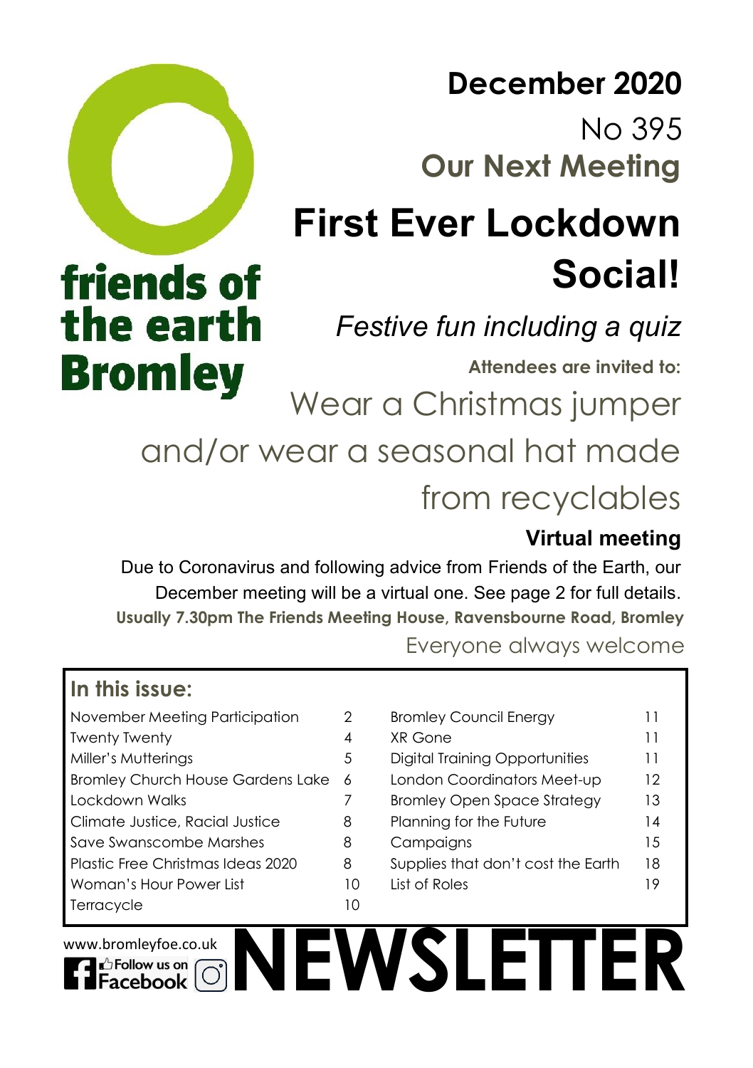friends of the earth Bromley

# December 2020

No 395

## Our Next Meeting

# First Ever Lockdown Social!

*Festive fun including a quiz*

**Attendees are invited to:**

Wear a Christmas jumper and/or wear a seasonal hat made from recyclables

**Virtual meeting**

Due to Coronavirus and following advice from Friends of the Earth, our December meeting will be a virtual one. See page 2 for full details.

**Usually 7.30pm The Friends Meeting House, Ravensbourne Road, Bromley**

Everyone always welcome

## In this issue:

| | | | |
|---|---|---|---|
| November Meeting Participation | 2 | Bromley Council Energy | 11 |
| Twenty Twenty | 4 | XR Gone | 11 |
| Miller's Mutterings | 5 | Digital Training Opportunities | 11 |
| Bromley Church House Gardens Lake | 6 | London Coordinators Meet-up | 12 |
| Lockdown Walks | 7 | Bromley Open Space Strategy | 13 |
| Climate Justice, Racial Justice | 8 | Planning for the Future | 14 |
| Save Swanscombe Marshes | 8 | Campaigns | 15 |
| Plastic Free Christmas Ideas 2020 | 8 | Supplies that don't cost the Earth | 18 |
| Woman's Hour Power List | 10 | List of Roles | 19 |
| Terracycle | 10 | | |

www.bromleyfoe.co.uk

Follow us on Facebook

# NEWSLETTER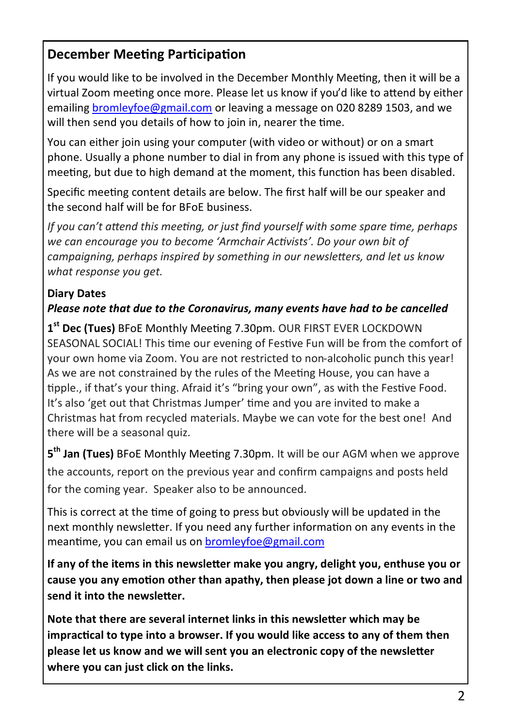## December Meeting Participation

If you would like to be involved in the December Monthly Meeting, then it will be a virtual Zoom meeting once more. Please let us know if you'd like to attend by either emailing bromleyfoe@gmail.com or leaving a message on 020 8289 1503, and we will then send you details of how to join in, nearer the time.

You can either join using your computer (with video or without) or on a smart phone. Usually a phone number to dial in from any phone is issued with this type of meeting, but due to high demand at the moment, this function has been disabled.

Specific meeting content details are below. The first half will be our speaker and the second half will be for BFoE business.

*If you can't attend this meeting, or just find yourself with some spare time, perhaps we can encourage you to become 'Armchair Activists'. Do your own bit of campaigning, perhaps inspired by something in our newsletters, and let us know what response you get.*

**Diary Dates**

***Please note that due to the Coronavirus, many events have had to be cancelled***

**1st Dec (Tues)** BFoE Monthly Meeting 7.30pm. OUR FIRST EVER LOCKDOWN SEASONAL SOCIAL! This time our evening of Festive Fun will be from the comfort of your own home via Zoom. You are not restricted to non-alcoholic punch this year! As we are not constrained by the rules of the Meeting House, you can have a tipple., if that's your thing. Afraid it's "bring your own", as with the Festive Food. It's also 'get out that Christmas Jumper' time and you are invited to make a Christmas hat from recycled materials. Maybe we can vote for the best one! And there will be a seasonal quiz.

**5th Jan (Tues)** BFoE Monthly Meeting 7.30pm. It will be our AGM when we approve the accounts, report on the previous year and confirm campaigns and posts held for the coming year. Speaker also to be announced.

This is correct at the time of going to press but obviously will be updated in the next monthly newsletter. If you need any further information on any events in the meantime, you can email us on bromleyfoe@gmail.com

**If any of the items in this newsletter make you angry, delight you, enthuse you or cause you any emotion other than apathy, then please jot down a line or two and send it into the newsletter.**

**Note that there are several internet links in this newsletter which may be impractical to type into a browser. If you would like access to any of them then please let us know and we will sent you an electronic copy of the newsletter where you can just click on the links.**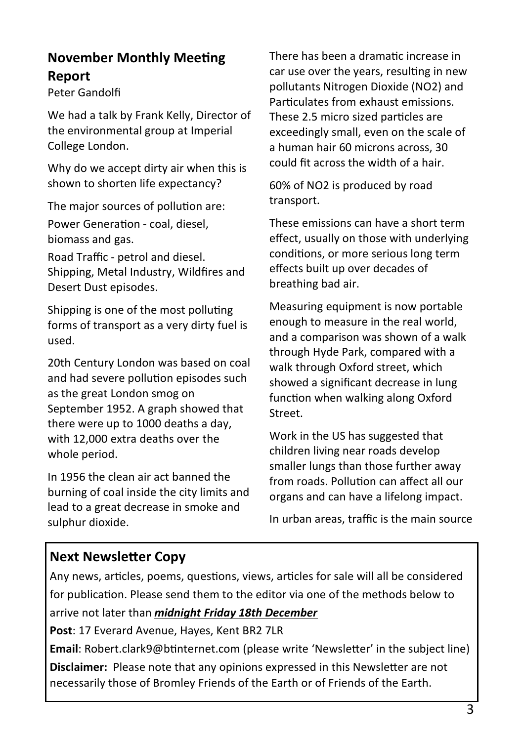## November Monthly Meeting Report

Peter Gandolfi

We had a talk by Frank Kelly, Director of the environmental group at Imperial College London.

Why do we accept dirty air when this is shown to shorten life expectancy?

The major sources of pollution are:

Power Generation - coal, diesel, biomass and gas.

Road Traffic - petrol and diesel. Shipping, Metal Industry, Wildfires and Desert Dust episodes.

Shipping is one of the most polluting forms of transport as a very dirty fuel is used.

20th Century London was based on coal and had severe pollution episodes such as the great London smog on September 1952. A graph showed that there were up to 1000 deaths a day, with 12,000 extra deaths over the whole period.

In 1956 the clean air act banned the burning of coal inside the city limits and lead to a great decrease in smoke and sulphur dioxide.

There has been a dramatic increase in car use over the years, resulting in new pollutants Nitrogen Dioxide ($NO_2$) and Particulates from exhaust emissions. These 2.5 micro sized particles are exceedingly small, even on the scale of a human hair 60 microns across, 30 could fit across the width of a hair.

60% of $NO_2$ is produced by road transport.

These emissions can have a short term effect, usually on those with underlying conditions, or more serious long term effects built up over decades of breathing bad air.

Measuring equipment is now portable enough to measure in the real world, and a comparison was shown of a walk through Hyde Park, compared with a walk through Oxford street, which showed a significant decrease in lung function when walking along Oxford Street.

Work in the US has suggested that children living near roads develop smaller lungs than those further away from roads. Pollution can affect all our organs and can have a lifelong impact.

In urban areas, traffic is the main source

## Next Newsletter Copy

Any news, articles, poems, questions, views, articles for sale will all be considered for publication. Please send them to the editor via one of the methods below to arrive not later than ***midnight Friday 18th December***

**Post**: 17 Everard Avenue, Hayes, Kent BR2 7LR

**Email**: Robert.clark9@btinternet.com (please write 'Newsletter' in the subject line)

**Disclaimer:** Please note that any opinions expressed in this Newsletter are not necessarily those of Bromley Friends of the Earth or of Friends of the Earth.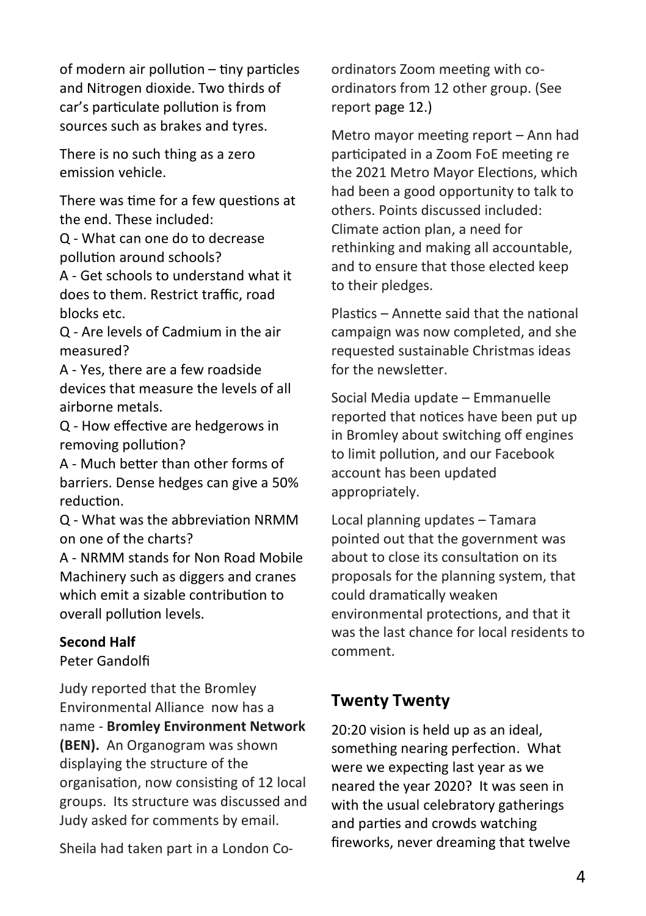of modern air pollution – tiny particles and Nitrogen dioxide. Two thirds of car's particulate pollution is from sources such as brakes and tyres.

There is no such thing as a zero emission vehicle.

There was time for a few questions at the end. These included:

Q - What can one do to decrease pollution around schools?

A - Get schools to understand what it does to them. Restrict traffic, road blocks etc.

Q - Are levels of Cadmium in the air measured?

A - Yes, there are a few roadside devices that measure the levels of all airborne metals.

Q - How effective are hedgerows in removing pollution?

A - Much better than other forms of barriers. Dense hedges can give a 50% reduction.

Q - What was the abbreviation NRMM on one of the charts?

A - NRMM stands for Non Road Mobile Machinery such as diggers and cranes which emit a sizable contribution to overall pollution levels.

**Second Half**

Peter Gandolfi

Judy reported that the Bromley Environmental Alliance now has a name - **Bromley Environment Network (BEN).** An Organogram was shown displaying the structure of the organisation, now consisting of 12 local groups. Its structure was discussed and Judy asked for comments by email.

Sheila had taken part in a London Co-ordinators Zoom meeting with co-ordinators from 12 other group. (See report page 12.)

Metro mayor meeting report – Ann had participated in a Zoom FoE meeting re the 2021 Metro Mayor Elections, which had been a good opportunity to talk to others. Points discussed included: Climate action plan, a need for rethinking and making all accountable, and to ensure that those elected keep to their pledges.

Plastics – Annette said that the national campaign was now completed, and she requested sustainable Christmas ideas for the newsletter.

Social Media update – Emmanuelle reported that notices have been put up in Bromley about switching off engines to limit pollution, and our Facebook account has been updated appropriately.

Local planning updates – Tamara pointed out that the government was about to close its consultation on its proposals for the planning system, that could dramatically weaken environmental protections, and that it was the last chance for local residents to comment.

## Twenty Twenty

20:20 vision is held up as an ideal, something nearing perfection. What were we expecting last year as we neared the year 2020? It was seen in with the usual celebratory gatherings and parties and crowds watching fireworks, never dreaming that twelve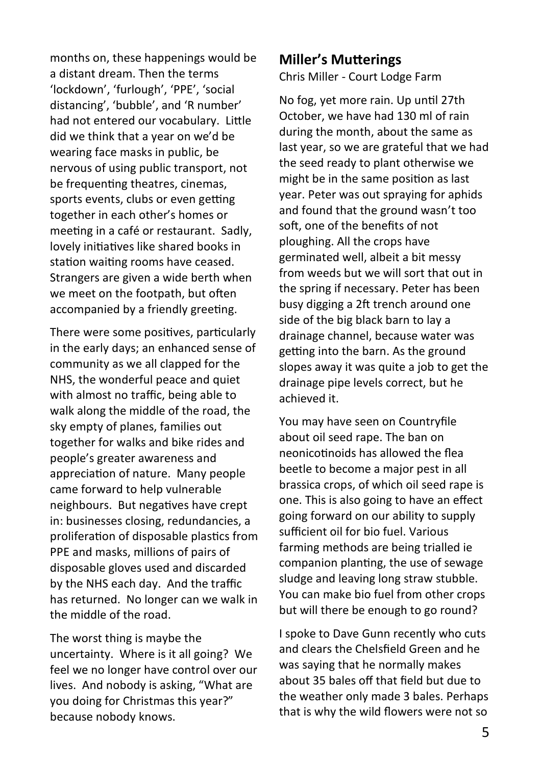months on, these happenings would be a distant dream. Then the terms 'lockdown', 'furlough', 'PPE', 'social distancing', 'bubble', and 'R number' had not entered our vocabulary. Little did we think that a year on we'd be wearing face masks in public, be nervous of using public transport, not be frequenting theatres, cinemas, sports events, clubs or even getting together in each other's homes or meeting in a café or restaurant. Sadly, lovely initiatives like shared books in station waiting rooms have ceased. Strangers are given a wide berth when we meet on the footpath, but often accompanied by a friendly greeting.

There were some positives, particularly in the early days; an enhanced sense of community as we all clapped for the NHS, the wonderful peace and quiet with almost no traffic, being able to walk along the middle of the road, the sky empty of planes, families out together for walks and bike rides and people's greater awareness and appreciation of nature. Many people came forward to help vulnerable neighbours. But negatives have crept in: businesses closing, redundancies, a proliferation of disposable plastics from PPE and masks, millions of pairs of disposable gloves used and discarded by the NHS each day. And the traffic has returned. No longer can we walk in the middle of the road.

The worst thing is maybe the uncertainty. Where is it all going? We feel we no longer have control over our lives. And nobody is asking, "What are you doing for Christmas this year?" because nobody knows.

## Miller's Mutterings

Chris Miller - Court Lodge Farm

No fog, yet more rain. Up until 27th October, we have had 130 ml of rain during the month, about the same as last year, so we are grateful that we had the seed ready to plant otherwise we might be in the same position as last year. Peter was out spraying for aphids and found that the ground wasn't too soft, one of the benefits of not ploughing. All the crops have germinated well, albeit a bit messy from weeds but we will sort that out in the spring if necessary. Peter has been busy digging a 2ft trench around one side of the big black barn to lay a drainage channel, because water was getting into the barn. As the ground slopes away it was quite a job to get the drainage pipe levels correct, but he achieved it.

You may have seen on Countryfile about oil seed rape. The ban on neonicotinoids has allowed the flea beetle to become a major pest in all brassica crops, of which oil seed rape is one. This is also going to have an effect going forward on our ability to supply sufficient oil for bio fuel. Various farming methods are being trialled ie companion planting, the use of sewage sludge and leaving long straw stubble. You can make bio fuel from other crops but will there be enough to go round?

I spoke to Dave Gunn recently who cuts and clears the Chelsfield Green and he was saying that he normally makes about 35 bales off that field but due to the weather only made 3 bales. Perhaps that is why the wild flowers were not so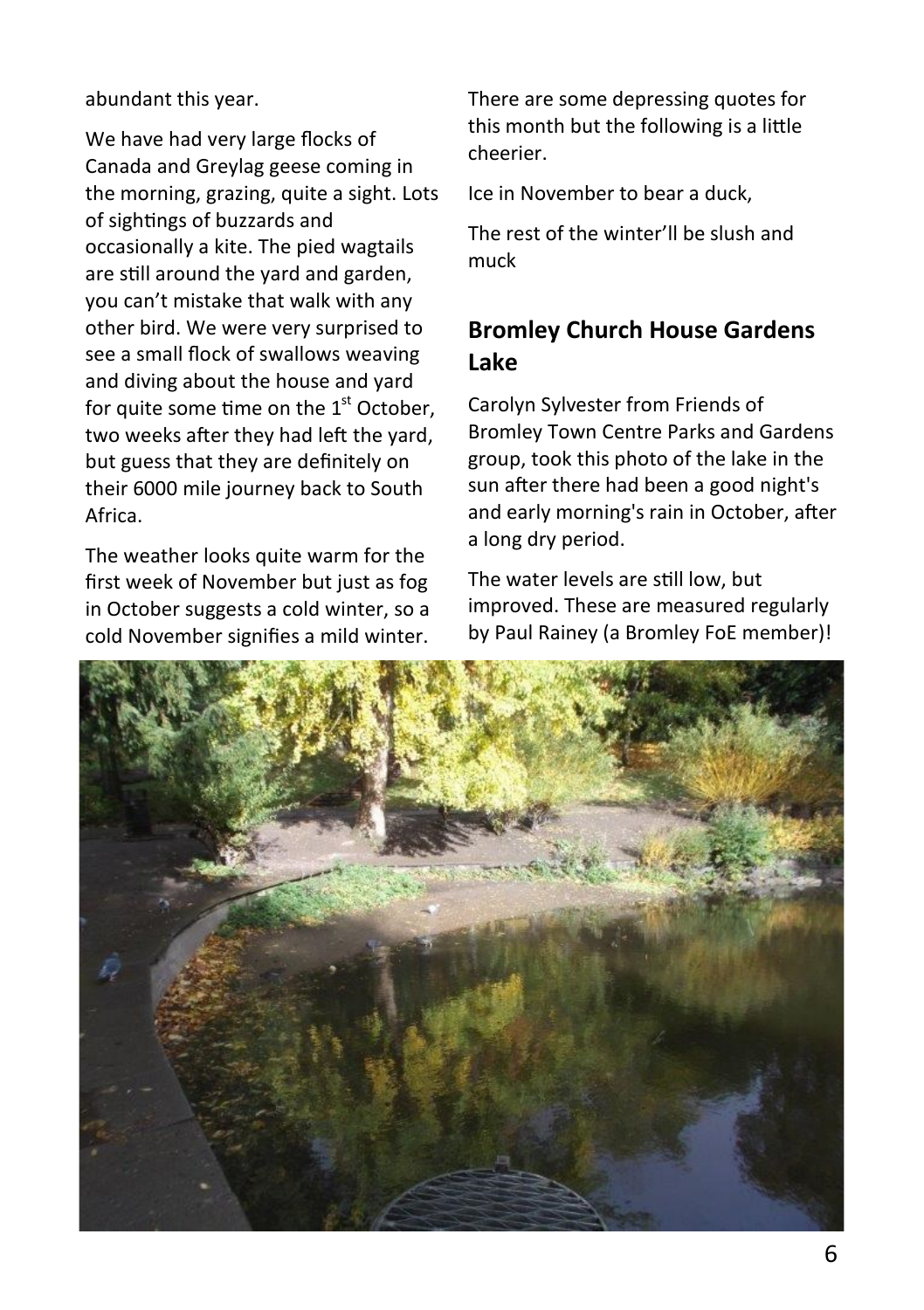abundant this year.

We have had very large flocks of Canada and Greylag geese coming in the morning, grazing, quite a sight. Lots of sightings of buzzards and occasionally a kite. The pied wagtails are still around the yard and garden, you can't mistake that walk with any other bird. We were very surprised to see a small flock of swallows weaving and diving about the house and yard for quite some time on the 1st October, two weeks after they had left the yard, but guess that they are definitely on their 6000 mile journey back to South Africa.

The weather looks quite warm for the first week of November but just as fog in October suggests a cold winter, so a cold November signifies a mild winter.

There are some depressing quotes for this month but the following is a little cheerier.

Ice in November to bear a duck,

The rest of the winter'll be slush and muck

## Bromley Church House Gardens Lake

Carolyn Sylvester from Friends of Bromley Town Centre Parks and Gardens group, took this photo of the lake in the sun after there had been a good night's and early morning's rain in October, after a long dry period.

The water levels are still low, but improved. These are measured regularly by Paul Rainey (a Bromley FoE member)!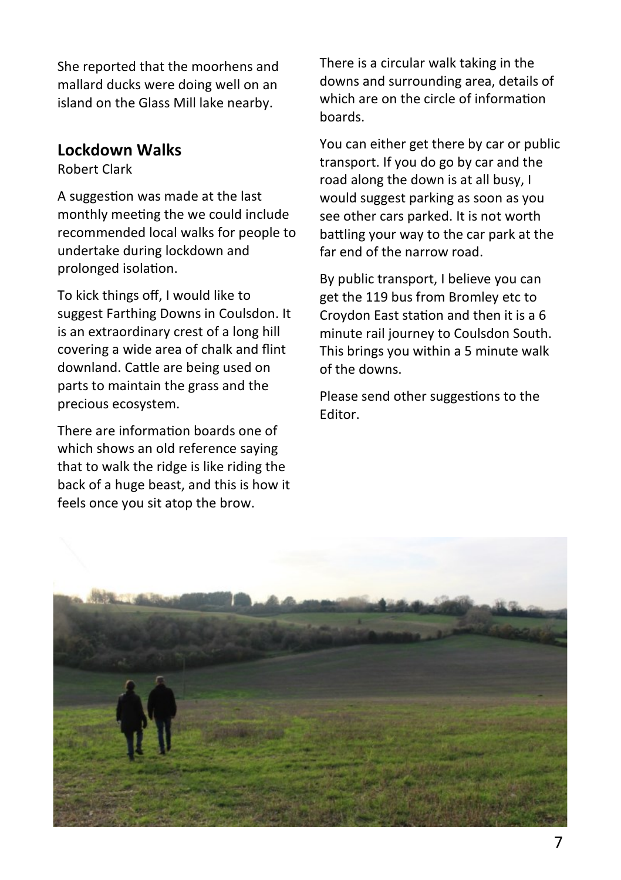She reported that the moorhens and mallard ducks were doing well on an island on the Glass Mill lake nearby.

## Lockdown Walks

Robert Clark

A suggestion was made at the last monthly meeting the we could include recommended local walks for people to undertake during lockdown and prolonged isolation.

To kick things off, I would like to suggest Farthing Downs in Coulsdon. It is an extraordinary crest of a long hill covering a wide area of chalk and flint downland. Cattle are being used on parts to maintain the grass and the precious ecosystem.

There are information boards one of which shows an old reference saying that to walk the ridge is like riding the back of a huge beast, and this is how it feels once you sit atop the brow.

There is a circular walk taking in the downs and surrounding area, details of which are on the circle of information boards.

You can either get there by car or public transport. If you do go by car and the road along the down is at all busy, I would suggest parking as soon as you see other cars parked. It is not worth battling your way to the car park at the far end of the narrow road.

By public transport, I believe you can get the 119 bus from Bromley etc to Croydon East station and then it is a 6 minute rail journey to Coulsdon South. This brings you within a 5 minute walk of the downs.

Please send other suggestions to the Editor.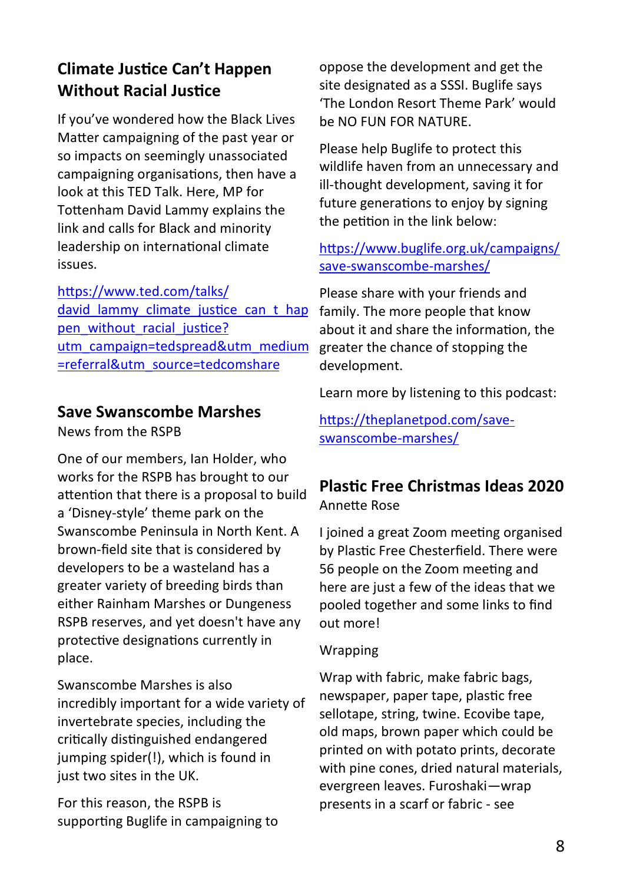## Climate Justice Can't Happen Without Racial Justice

If you've wondered how the Black Lives Matter campaigning of the past year or so impacts on seemingly unassociated campaigning organisations, then have a look at this TED Talk. Here, MP for Tottenham David Lammy explains the link and calls for Black and minority leadership on international climate issues.

https://www.ted.com/talks/david_lammy_climate_justice_can_t_happen_without_racial_justice?utm_campaign=tedspread&utm_medium=referral&utm_source=tedcomshare

## Save Swanscombe Marshes

News from the RSPB

One of our members, Ian Holder, who works for the RSPB has brought to our attention that there is a proposal to build a 'Disney-style' theme park on the Swanscombe Peninsula in North Kent. A brown-field site that is considered by developers to be a wasteland has a greater variety of breeding birds than either Rainham Marshes or Dungeness RSPB reserves, and yet doesn't have any protective designations currently in place.

Swanscombe Marshes is also incredibly important for a wide variety of invertebrate species, including the critically distinguished endangered jumping spider(!), which is found in just two sites in the UK.

For this reason, the RSPB is supporting Buglife in campaigning to oppose the development and get the site designated as a SSSI. Buglife says 'The London Resort Theme Park' would be NO FUN FOR NATURE.

Please help Buglife to protect this wildlife haven from an unnecessary and ill-thought development, saving it for future generations to enjoy by signing the petition in the link below:

https://www.buglife.org.uk/campaigns/save-swanscombe-marshes/

Please share with your friends and family. The more people that know about it and share the information, the greater the chance of stopping the development.

Learn more by listening to this podcast:

https://theplanetpod.com/save-swanscombe-marshes/

## Plastic Free Christmas Ideas 2020

Annette Rose

I joined a great Zoom meeting organised by Plastic Free Chesterfield. There were 56 people on the Zoom meeting and here are just a few of the ideas that we pooled together and some links to find out more!

Wrapping

Wrap with fabric, make fabric bags, newspaper, paper tape, plastic free sellotape, string, twine. Ecovibe tape, old maps, brown paper which could be printed on with potato prints, decorate with pine cones, dried natural materials, evergreen leaves. Furoshaki—wrap presents in a scarf or fabric - see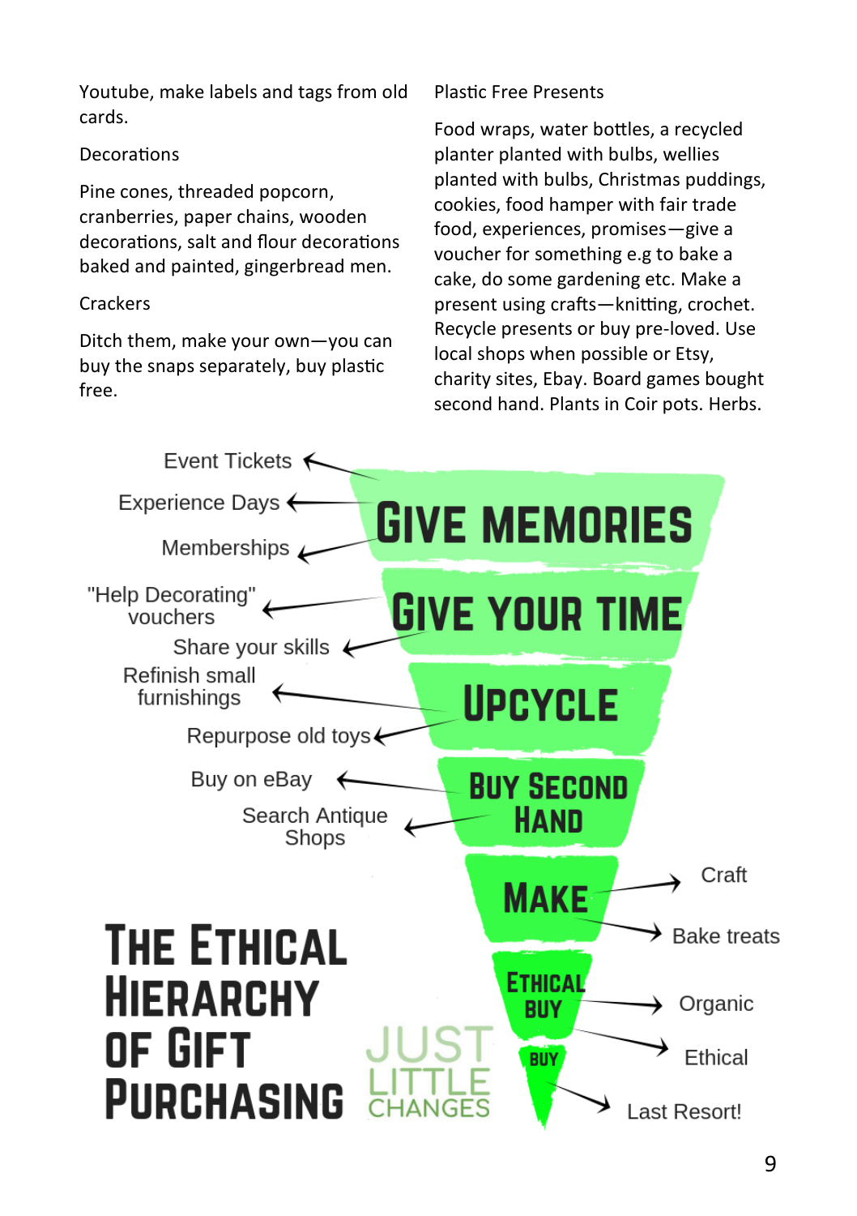Youtube, make labels and tags from old cards.

### Decorations

Pine cones, threaded popcorn, cranberries, paper chains, wooden decorations, salt and flour decorations baked and painted, gingerbread men.

### Crackers

Ditch them, make your own—you can buy the snaps separately, buy plastic free.

### Plastic Free Presents

Food wraps, water bottles, a recycled planter planted with bulbs, wellies planted with bulbs, Christmas puddings, cookies, food hamper with fair trade food, experiences, promises—give a voucher for something e.g to bake a cake, do some gardening etc. Make a present using crafts—knitting, crochet. Recycle presents or buy pre-loved. Use local shops when possible or Etsy, charity sites, Ebay. Board games bought second hand. Plants in Coir pots. Herbs.

## The Ethical Hierarchy of Gift Purchasing

- **Give Memories**
  - Event Tickets
  - Experience Days
  - Memberships
- **Give Your Time**
  - "Help Decorating" vouchers
  - Share your skills
- **Upcycle**
  - Refinish small furnishings
  - Repurpose old toys
- **Buy Second Hand**
  - Buy on eBay
  - Search Antique Shops
- **Make**
  - Craft
  - Bake treats
- **Ethical Buy**
  - Organic
  - Ethical
- **Buy**
  - Last Resort!

JUST LITTLE CHANGES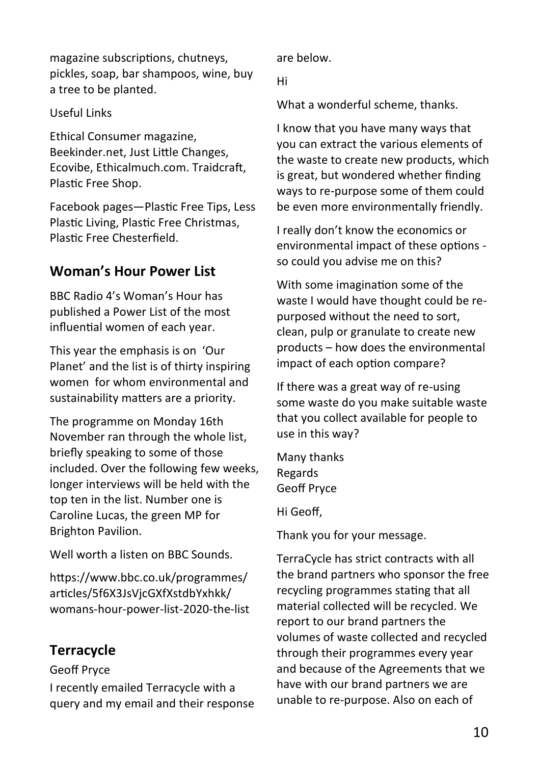magazine subscriptions, chutneys, pickles, soap, bar shampoos, wine, buy a tree to be planted.

Useful Links

Ethical Consumer magazine, Beekinder.net, Just Little Changes, Ecovibe, Ethicalmuch.com. Traidcraft, Plastic Free Shop.

Facebook pages—Plastic Free Tips, Less Plastic Living, Plastic Free Christmas, Plastic Free Chesterfield.

## Woman's Hour Power List

BBC Radio 4's Woman's Hour has published a Power List of the most influential women of each year.

This year the emphasis is on 'Our Planet' and the list is of thirty inspiring women for whom environmental and sustainability matters are a priority.

The programme on Monday 16th November ran through the whole list, briefly speaking to some of those included. Over the following few weeks, longer interviews will be held with the top ten in the list. Number one is Caroline Lucas, the green MP for Brighton Pavilion.

Well worth a listen on BBC Sounds.

https://www.bbc.co.uk/programmes/articles/5f6X3JsVjcGXfXstdbYxhkk/womans-hour-power-list-2020-the-list

## Terracycle

Geoff Pryce

I recently emailed Terracycle with a query and my email and their response are below.

Hi

What a wonderful scheme, thanks.

I know that you have many ways that you can extract the various elements of the waste to create new products, which is great, but wondered whether finding ways to re-purpose some of them could be even more environmentally friendly.

I really don't know the economics or environmental impact of these options - so could you advise me on this?

With some imagination some of the waste I would have thought could be re-purposed without the need to sort, clean, pulp or granulate to create new products – how does the environmental impact of each option compare?

If there was a great way of re-using some waste do you make suitable waste that you collect available for people to use in this way?

Many thanks
Regards
Geoff Pryce

Hi Geoff,

Thank you for your message.

TerraCycle has strict contracts with all the brand partners who sponsor the free recycling programmes stating that all material collected will be recycled. We report to our brand partners the volumes of waste collected and recycled through their programmes every year and because of the Agreements that we have with our brand partners we are unable to re-purpose. Also on each of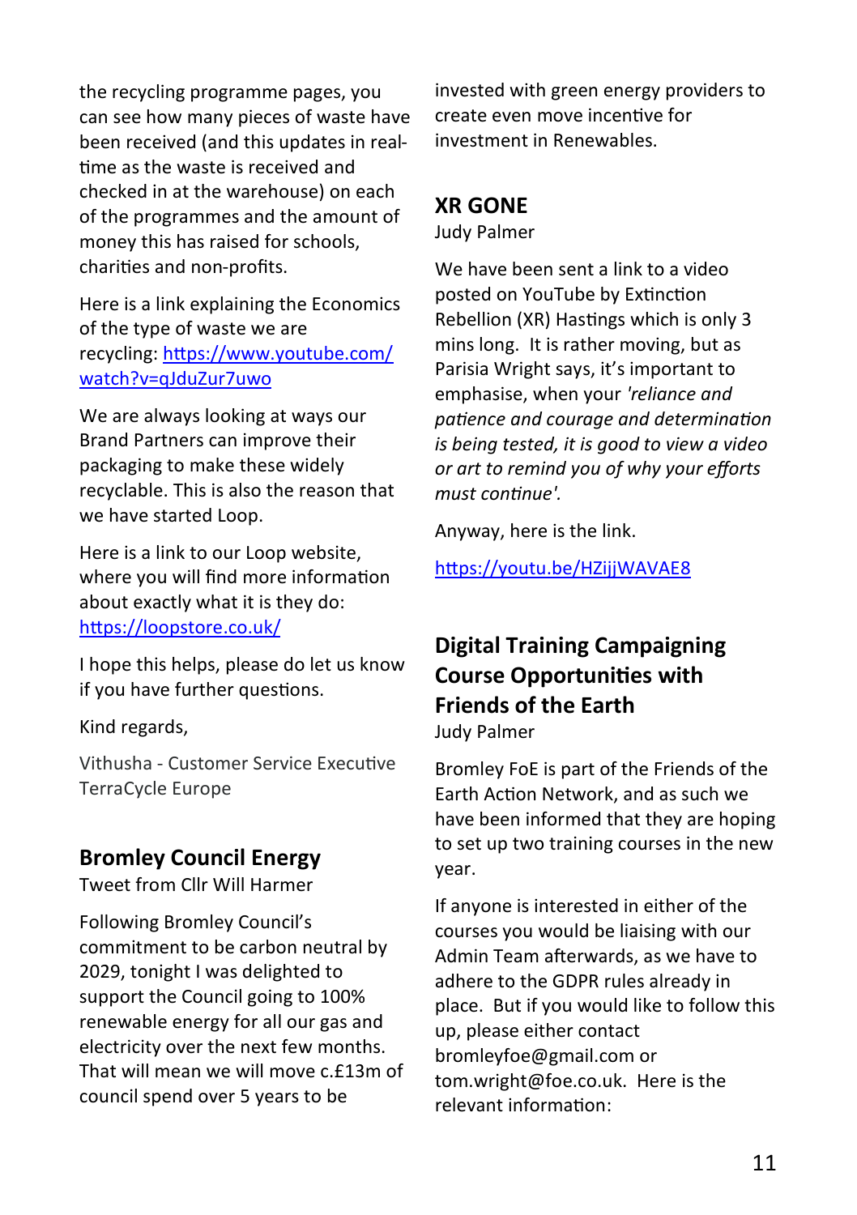the recycling programme pages, you can see how many pieces of waste have been received (and this updates in real-time as the waste is received and checked in at the warehouse) on each of the programmes and the amount of money this has raised for schools, charities and non-profits.

Here is a link explaining the Economics of the type of waste we are recycling: [https://www.youtube.com/watch?v=qJduZur7uwo](https://www.youtube.com/watch?v=qJduZur7uwo)

We are always looking at ways our Brand Partners can improve their packaging to make these widely recyclable. This is also the reason that we have started Loop.

Here is a link to our Loop website, where you will find more information about exactly what it is they do: [https://loopstore.co.uk/](https://loopstore.co.uk/)

I hope this helps, please do let us know if you have further questions.

Kind regards,

Vithusha - Customer Service Executive
TerraCycle Europe

## Bromley Council Energy

Tweet from Cllr Will Harmer

Following Bromley Council's commitment to be carbon neutral by 2029, tonight I was delighted to support the Council going to 100% renewable energy for all our gas and electricity over the next few months. That will mean we will move c.£13m of council spend over 5 years to be invested with green energy providers to create even move incentive for investment in Renewables.

## XR GONE

Judy Palmer

We have been sent a link to a video posted on YouTube by Extinction Rebellion (XR) Hastings which is only 3 mins long. It is rather moving, but as Parisia Wright says, it's important to emphasise, when your *'reliance and patience and courage and determination is being tested, it is good to view a video or art to remind you of why your efforts must continue'.*

Anyway, here is the link.

[https://youtu.be/HZijjWAVAE8](https://youtu.be/HZijjWAVAE8)

## Digital Training Campaigning Course Opportunities with Friends of the Earth

Judy Palmer

Bromley FoE is part of the Friends of the Earth Action Network, and as such we have been informed that they are hoping to set up two training courses in the new year.

If anyone is interested in either of the courses you would be liaising with our Admin Team afterwards, as we have to adhere to the GDPR rules already in place. But if you would like to follow this up, please either contact bromleyfoe@gmail.com or tom.wright@foe.co.uk. Here is the relevant information: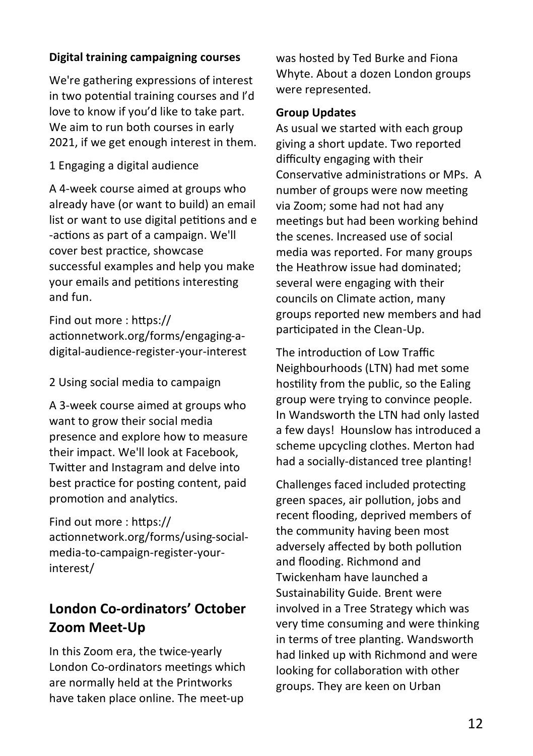**Digital training campaigning courses**

We're gathering expressions of interest in two potential training courses and I'd love to know if you'd like to take part. We aim to run both courses in early 2021, if we get enough interest in them.

1 Engaging a digital audience

A 4-week course aimed at groups who already have (or want to build) an email list or want to use digital petitions and e-actions as part of a campaign. We'll cover best practice, showcase successful examples and help you make your emails and petitions interesting and fun.

Find out more : https://actionnetwork.org/forms/engaging-a-digital-audience-register-your-interest

2 Using social media to campaign

A 3-week course aimed at groups who want to grow their social media presence and explore how to measure their impact. We'll look at Facebook, Twitter and Instagram and delve into best practice for posting content, paid promotion and analytics.

Find out more : https://actionnetwork.org/forms/using-social-media-to-campaign-register-your-interest/

## London Co-ordinators' October Zoom Meet-Up

In this Zoom era, the twice-yearly London Co-ordinators meetings which are normally held at the Printworks have taken place online. The meet-up was hosted by Ted Burke and Fiona Whyte. About a dozen London groups were represented.

**Group Updates**

As usual we started with each group giving a short update. Two reported difficulty engaging with their Conservative administrations or MPs. A number of groups were now meeting via Zoom; some had not had any meetings but had been working behind the scenes. Increased use of social media was reported. For many groups the Heathrow issue had dominated; several were engaging with their councils on Climate action, many groups reported new members and had participated in the Clean-Up.

The introduction of Low Traffic Neighbourhoods (LTN) had met some hostility from the public, so the Ealing group were trying to convince people. In Wandsworth the LTN had only lasted a few days! Hounslow has introduced a scheme upcycling clothes. Merton had had a socially-distanced tree planting!

Challenges faced included protecting green spaces, air pollution, jobs and recent flooding, deprived members of the community having been most adversely affected by both pollution and flooding. Richmond and Twickenham have launched a Sustainability Guide. Brent were involved in a Tree Strategy which was very time consuming and were thinking in terms of tree planting. Wandsworth had linked up with Richmond and were looking for collaboration with other groups. They are keen on Urban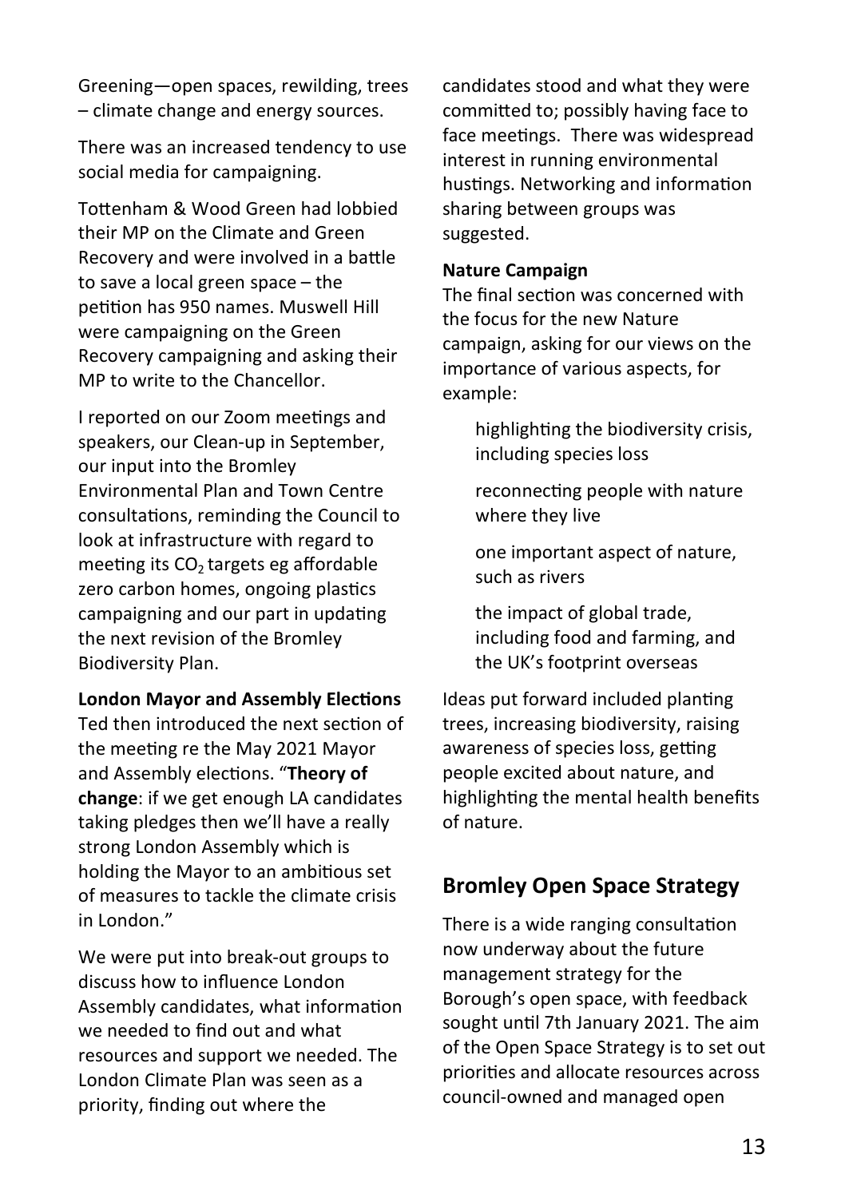Greening—open spaces, rewilding, trees – climate change and energy sources.

There was an increased tendency to use social media for campaigning.

Tottenham & Wood Green had lobbied their MP on the Climate and Green Recovery and were involved in a battle to save a local green space – the petition has 950 names. Muswell Hill were campaigning on the Green Recovery campaigning and asking their MP to write to the Chancellor.

I reported on our Zoom meetings and speakers, our Clean-up in September, our input into the Bromley Environmental Plan and Town Centre consultations, reminding the Council to look at infrastructure with regard to meeting its $CO_2$ targets eg affordable zero carbon homes, ongoing plastics campaigning and our part in updating the next revision of the Bromley Biodiversity Plan.

**London Mayor and Assembly Elections**

Ted then introduced the next section of the meeting re the May 2021 Mayor and Assembly elections. "**Theory of change**: if we get enough LA candidates taking pledges then we'll have a really strong London Assembly which is holding the Mayor to an ambitious set of measures to tackle the climate crisis in London."

We were put into break-out groups to discuss how to influence London Assembly candidates, what information we needed to find out and what resources and support we needed. The London Climate Plan was seen as a priority, finding out where the candidates stood and what they were committed to; possibly having face to face meetings. There was widespread interest in running environmental hustings. Networking and information sharing between groups was suggested.

**Nature Campaign**

The final section was concerned with the focus for the new Nature campaign, asking for our views on the importance of various aspects, for example:

- highlighting the biodiversity crisis, including species loss
- reconnecting people with nature where they live
- one important aspect of nature, such as rivers
- the impact of global trade, including food and farming, and the UK's footprint overseas

Ideas put forward included planting trees, increasing biodiversity, raising awareness of species loss, getting people excited about nature, and highlighting the mental health benefits of nature.

## Bromley Open Space Strategy

There is a wide ranging consultation now underway about the future management strategy for the Borough's open space, with feedback sought until 7th January 2021. The aim of the Open Space Strategy is to set out priorities and allocate resources across council-owned and managed open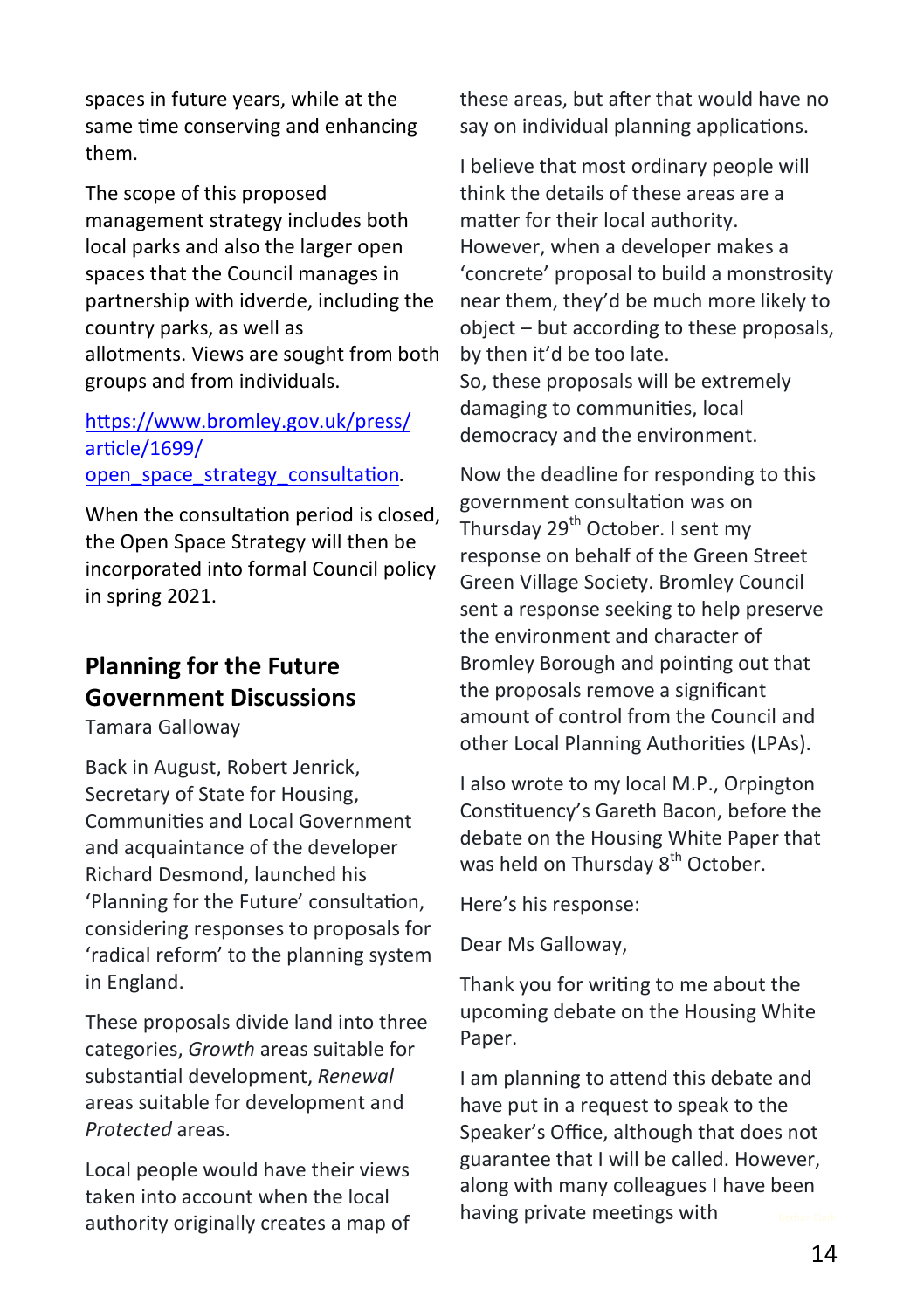spaces in future years, while at the same time conserving and enhancing them.

The scope of this proposed management strategy includes both local parks and also the larger open spaces that the Council manages in partnership with idverde, including the country parks, as well as allotments. Views are sought from both groups and from individuals.

[https://www.bromley.gov.uk/press/article/1699/open_space_strategy_consultation](https://www.bromley.gov.uk/press/article/1699/open_space_strategy_consultation).

When the consultation period is closed, the Open Space Strategy will then be incorporated into formal Council policy in spring 2021.

## Planning for the Future Government Discussions

Tamara Galloway

Back in August, Robert Jenrick, Secretary of State for Housing, Communities and Local Government and acquaintance of the developer Richard Desmond, launched his 'Planning for the Future' consultation, considering responses to proposals for 'radical reform' to the planning system in England.

These proposals divide land into three categories, *Growth* areas suitable for substantial development, *Renewal* areas suitable for development and *Protected* areas.

Local people would have their views taken into account when the local authority originally creates a map of these areas, but after that would have no say on individual planning applications.

I believe that most ordinary people will think the details of these areas are a matter for their local authority. However, when a developer makes a 'concrete' proposal to build a monstrosity near them, they'd be much more likely to object – but according to these proposals, by then it'd be too late.
So, these proposals will be extremely damaging to communities, local democracy and the environment.

Now the deadline for responding to this government consultation was on Thursday 29th October. I sent my response on behalf of the Green Street Green Village Society. Bromley Council sent a response seeking to help preserve the environment and character of Bromley Borough and pointing out that the proposals remove a significant amount of control from the Council and other Local Planning Authorities (LPAs).

I also wrote to my local M.P., Orpington Constituency's Gareth Bacon, before the debate on the Housing White Paper that was held on Thursday 8th October.

Here's his response:

Dear Ms Galloway,

Thank you for writing to me about the upcoming debate on the Housing White Paper.

I am planning to attend this debate and have put in a request to speak to the Speaker's Office, although that does not guarantee that I will be called. However, along with many colleagues I have been having private meetings with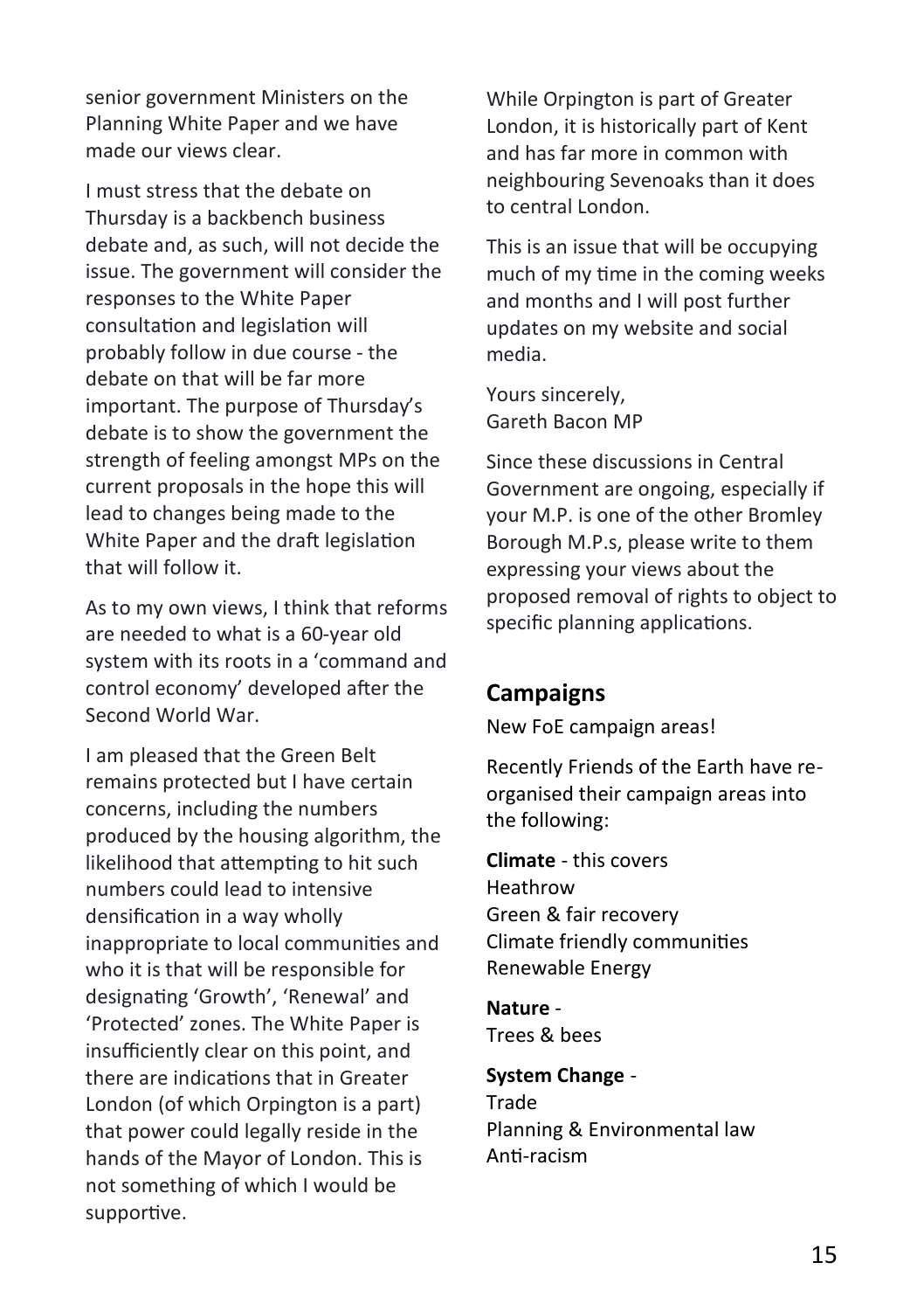senior government Ministers on the Planning White Paper and we have made our views clear.

I must stress that the debate on Thursday is a backbench business debate and, as such, will not decide the issue. The government will consider the responses to the White Paper consultation and legislation will probably follow in due course - the debate on that will be far more important. The purpose of Thursday's debate is to show the government the strength of feeling amongst MPs on the current proposals in the hope this will lead to changes being made to the White Paper and the draft legislation that will follow it.

As to my own views, I think that reforms are needed to what is a 60-year old system with its roots in a 'command and control economy' developed after the Second World War.

I am pleased that the Green Belt remains protected but I have certain concerns, including the numbers produced by the housing algorithm, the likelihood that attempting to hit such numbers could lead to intensive densification in a way wholly inappropriate to local communities and who it is that will be responsible for designating 'Growth', 'Renewal' and 'Protected' zones. The White Paper is insufficiently clear on this point, and there are indications that in Greater London (of which Orpington is a part) that power could legally reside in the hands of the Mayor of London. This is not something of which I would be supportive.

While Orpington is part of Greater London, it is historically part of Kent and has far more in common with neighbouring Sevenoaks than it does to central London.

This is an issue that will be occupying much of my time in the coming weeks and months and I will post further updates on my website and social media.

Yours sincerely,
Gareth Bacon MP

Since these discussions in Central Government are ongoing, especially if your M.P. is one of the other Bromley Borough M.P.s, please write to them expressing your views about the proposed removal of rights to object to specific planning applications.

## Campaigns

New FoE campaign areas!

Recently Friends of the Earth have re-organised their campaign areas into the following:

**Climate** - this covers
Heathrow
Green & fair recovery
Climate friendly communities
Renewable Energy

**Nature** -
Trees & bees

**System Change** -
Trade
Planning & Environmental law
Anti-racism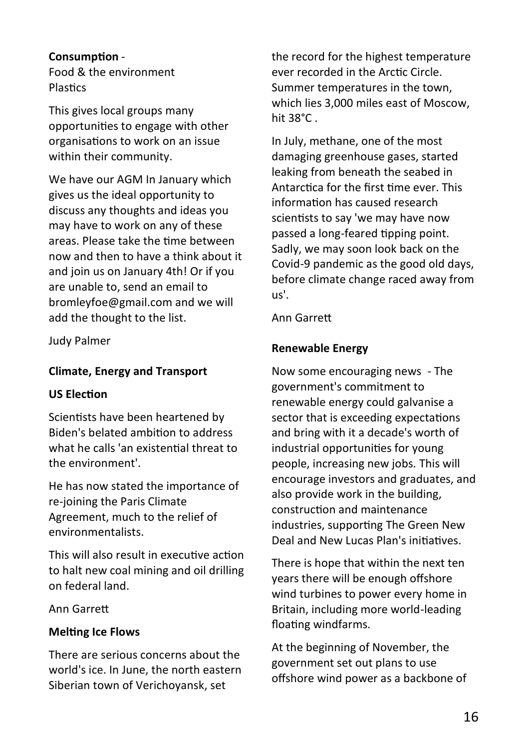**Consumption** -
Food & the environment
Plastics

This gives local groups many opportunities to engage with other organisations to work on an issue within their community.

We have our AGM In January which gives us the ideal opportunity to discuss any thoughts and ideas you may have to work on any of these areas. Please take the time between now and then to have a think about it and join us on January 4th! Or if you are unable to, send an email to bromleyfoe@gmail.com and we will add the thought to the list.

Judy Palmer

**Climate, Energy and Transport**

**US Election**

Scientists have been heartened by Biden's belated ambition to address what he calls 'an existential threat to the environment'.

He has now stated the importance of re-joining the Paris Climate Agreement, much to the relief of environmentalists.

This will also result in executive action to halt new coal mining and oil drilling on federal land.

Ann Garrett

**Melting Ice Flows**

There are serious concerns about the world's ice. In June, the north eastern Siberian town of Verichoyansk, set the record for the highest temperature ever recorded in the Arctic Circle. Summer temperatures in the town, which lies 3,000 miles east of Moscow, hit 38°C .

In July, methane, one of the most damaging greenhouse gases, started leaking from beneath the seabed in Antarctica for the first time ever. This information has caused research scientists to say 'we may have now passed a long-feared tipping point. Sadly, we may soon look back on the Covid-9 pandemic as the good old days, before climate change raced away from us'.

Ann Garrett

**Renewable Energy**

Now some encouraging news - The government's commitment to renewable energy could galvanise a sector that is exceeding expectations and bring with it a decade's worth of industrial opportunities for young people, increasing new jobs. This will encourage investors and graduates, and also provide work in the building, construction and maintenance industries, supporting The Green New Deal and New Lucas Plan's initiatives.

There is hope that within the next ten years there will be enough offshore wind turbines to power every home in Britain, including more world-leading floating windfarms.

At the beginning of November, the government set out plans to use offshore wind power as a backbone of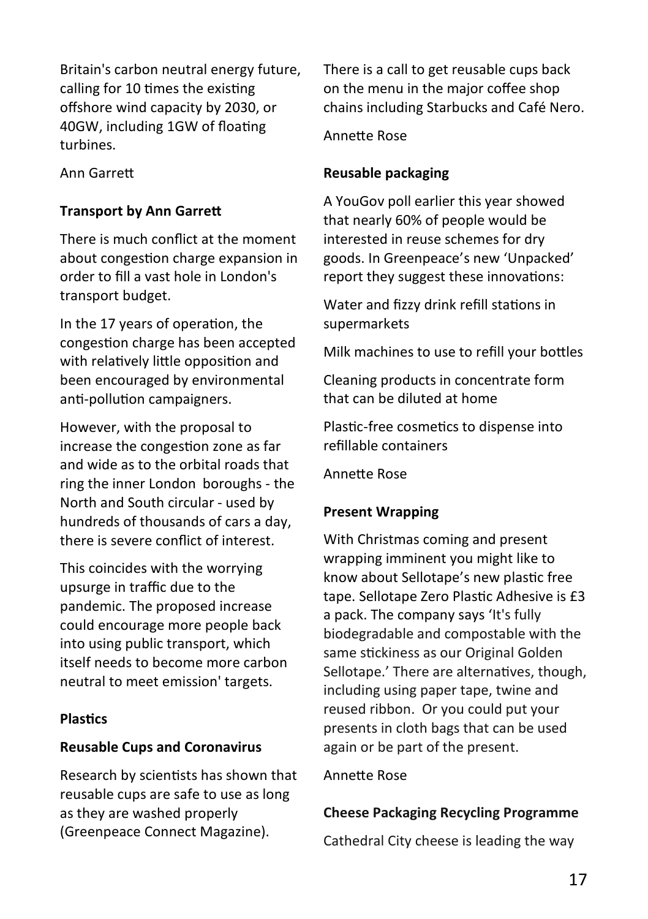Britain's carbon neutral energy future, calling for 10 times the existing offshore wind capacity by 2030, or 40GW, including 1GW of floating turbines.

Ann Garrett

**Transport by Ann Garrett**

There is much conflict at the moment about congestion charge expansion in order to fill a vast hole in London's transport budget.

In the 17 years of operation, the congestion charge has been accepted with relatively little opposition and been encouraged by environmental anti-pollution campaigners.

However, with the proposal to increase the congestion zone as far and wide as to the orbital roads that ring the inner London boroughs - the North and South circular - used by hundreds of thousands of cars a day, there is severe conflict of interest.

This coincides with the worrying upsurge in traffic due to the pandemic. The proposed increase could encourage more people back into using public transport, which itself needs to become more carbon neutral to meet emission' targets.

**Plastics**

**Reusable Cups and Coronavirus**

Research by scientists has shown that reusable cups are safe to use as long as they are washed properly (Greenpeace Connect Magazine).

There is a call to get reusable cups back on the menu in the major coffee shop chains including Starbucks and Café Nero.

Annette Rose

**Reusable packaging**

A YouGov poll earlier this year showed that nearly 60% of people would be interested in reuse schemes for dry goods. In Greenpeace's new 'Unpacked' report they suggest these innovations:

Water and fizzy drink refill stations in supermarkets

Milk machines to use to refill your bottles

Cleaning products in concentrate form that can be diluted at home

Plastic-free cosmetics to dispense into refillable containers

Annette Rose

**Present Wrapping**

With Christmas coming and present wrapping imminent you might like to know about Sellotape's new plastic free tape. Sellotape Zero Plastic Adhesive is £3 a pack. The company says 'It's fully biodegradable and compostable with the same stickiness as our Original Golden Sellotape.' There are alternatives, though, including using paper tape, twine and reused ribbon. Or you could put your presents in cloth bags that can be used again or be part of the present.

Annette Rose

**Cheese Packaging Recycling Programme**

Cathedral City cheese is leading the way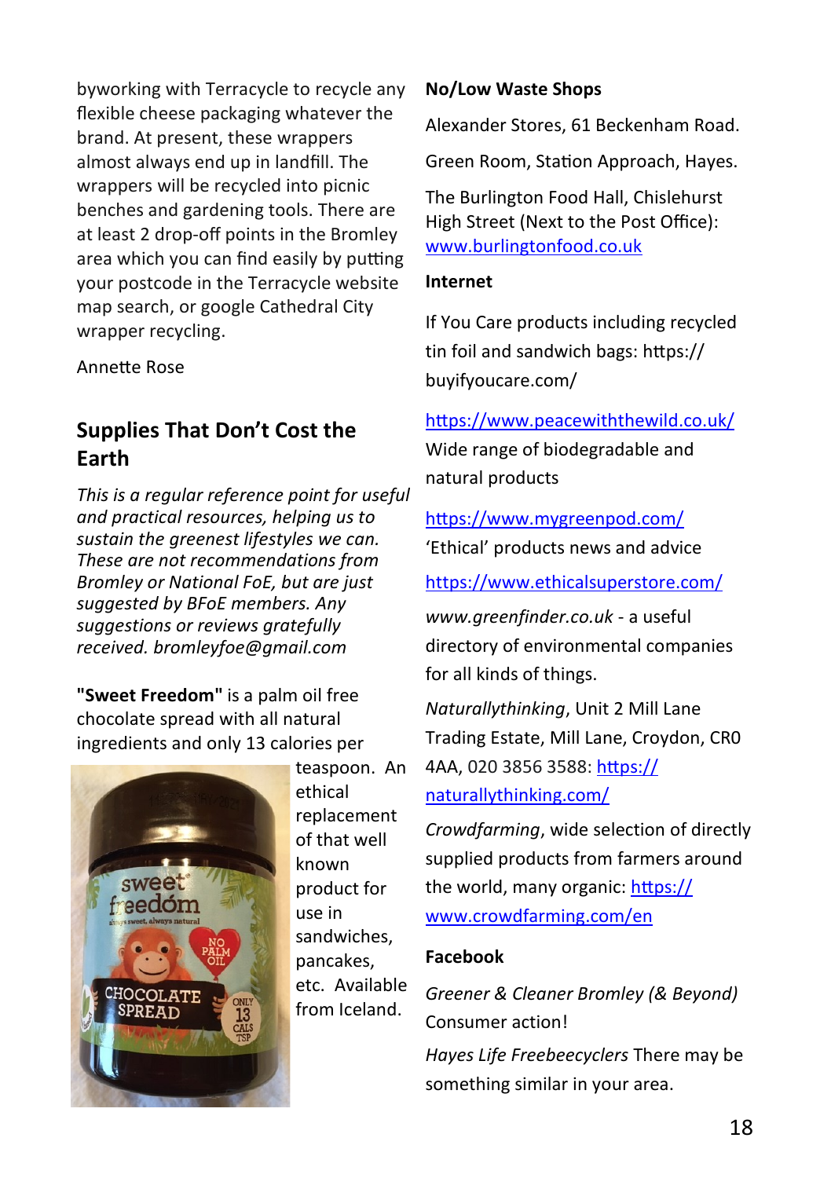byworking with Terracycle to recycle any flexible cheese packaging whatever the brand. At present, these wrappers almost always end up in landfill. The wrappers will be recycled into picnic benches and gardening tools. There are at least 2 drop-off points in the Bromley area which you can find easily by putting your postcode in the Terracycle website map search, or google Cathedral City wrapper recycling.

Annette Rose

## Supplies That Don't Cost the Earth

*This is a regular reference point for useful and practical resources, helping us to sustain the greenest lifestyles we can. These are not recommendations from Bromley or National FoE, but are just suggested by BFoE members. Any suggestions or reviews gratefully received. bromleyfoe@gmail.com*

**"Sweet Freedom"** is a palm oil free chocolate spread with all natural ingredients and only 13 calories per teaspoon. An ethical replacement of that well known product for use in sandwiches, pancakes, etc. Available from Iceland.

**No/Low Waste Shops**

Alexander Stores, 61 Beckenham Road.

Green Room, Station Approach, Hayes.

The Burlington Food Hall, Chislehurst High Street (Next to the Post Office): www.burlingtonfood.co.uk

**Internet**

If You Care products including recycled tin foil and sandwich bags: https://buyifyoucare.com/

https://www.peacewiththewild.co.uk/
Wide range of biodegradable and natural products

https://www.mygreenpod.com/
'Ethical' products news and advice

https://www.ethicalsuperstore.com/

*www.greenfinder.co.uk* - a useful directory of environmental companies for all kinds of things.

*Naturallythinking*, Unit 2 Mill Lane Trading Estate, Mill Lane, Croydon, CR0 4AA, 020 3856 3588: https://naturallythinking.com/

*Crowdfarming*, wide selection of directly supplied products from farmers around the world, many organic: https://www.crowdfarming.com/en

**Facebook**

*Greener & Cleaner Bromley (& Beyond)* Consumer action!

*Hayes Life Freebeecyclers* There may be something similar in your area.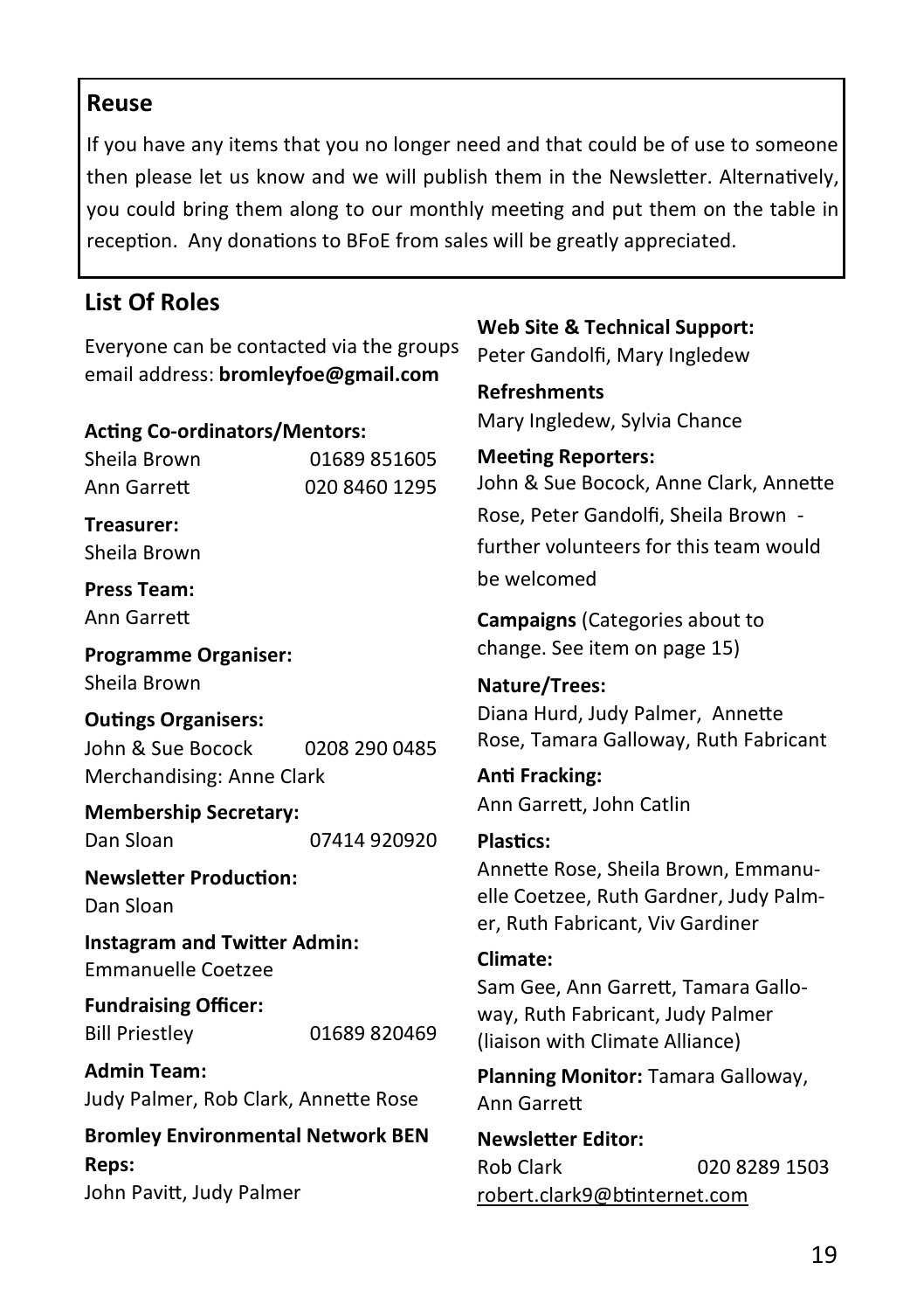## Reuse

If you have any items that you no longer need and that could be of use to someone then please let us know and we will publish them in the Newsletter. Alternatively, you could bring them along to our monthly meeting and put them on the table in reception. Any donations to BFoE from sales will be greatly appreciated.

## List Of Roles

Everyone can be contacted via the groups email address: **bromleyfoe@gmail.com**

**Acting Co-ordinators/Mentors:**
Sheila Brown 01689 851605
Ann Garrett 020 8460 1295

**Treasurer:**
Sheila Brown

**Press Team:**
Ann Garrett

**Programme Organiser:**
Sheila Brown

**Outings Organisers:**
John & Sue Bocock 0208 290 0485
Merchandising: Anne Clark

**Membership Secretary:**
Dan Sloan 07414 920920

**Newsletter Production:**
Dan Sloan

**Instagram and Twitter Admin:**
Emmanuelle Coetzee

**Fundraising Officer:**
Bill Priestley 01689 820469

**Admin Team:**
Judy Palmer, Rob Clark, Annette Rose

**Bromley Environmental Network BEN Reps:**
John Pavitt, Judy Palmer

**Web Site & Technical Support:**
Peter Gandolfi, Mary Ingledew

**Refreshments**
Mary Ingledew, Sylvia Chance

**Meeting Reporters:**
John & Sue Bocock, Anne Clark, Annette Rose, Peter Gandolfi, Sheila Brown - further volunteers for this team would be welcomed

**Campaigns** (Categories about to change. See item on page 15)

**Nature/Trees:**
Diana Hurd, Judy Palmer, Annette Rose, Tamara Galloway, Ruth Fabricant

**Anti Fracking:**
Ann Garrett, John Catlin

**Plastics:**
Annette Rose, Sheila Brown, Emmanuelle Coetzee, Ruth Gardner, Judy Palmer, Ruth Fabricant, Viv Gardiner

**Climate:**
Sam Gee, Ann Garrett, Tamara Galloway, Ruth Fabricant, Judy Palmer (liaison with Climate Alliance)

**Planning Monitor:** Tamara Galloway, Ann Garrett

**Newsletter Editor:**
Rob Clark 020 8289 1503
robert.clark9@btinternet.com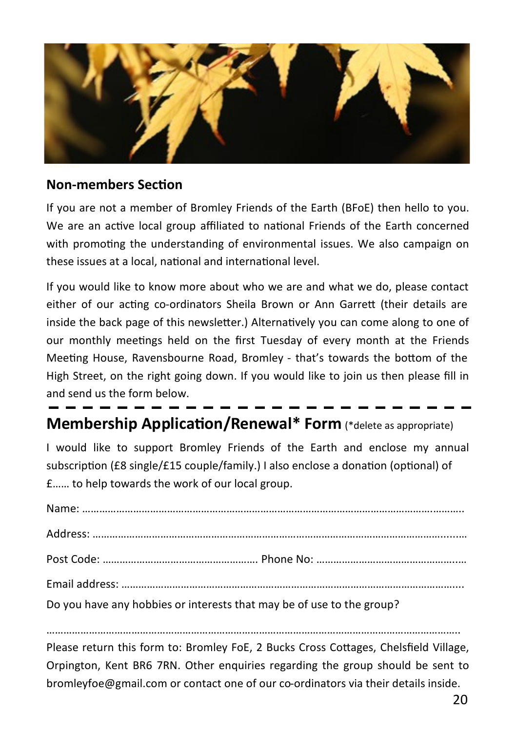## Non-members Section

If you are not a member of Bromley Friends of the Earth (BFoE) then hello to you. We are an active local group affiliated to national Friends of the Earth concerned with promoting the understanding of environmental issues. We also campaign on these issues at a local, national and international level.

If you would like to know more about who we are and what we do, please contact either of our acting co-ordinators Sheila Brown or Ann Garrett (their details are inside the back page of this newsletter.) Alternatively you can come along to one of our monthly meetings held on the first Tuesday of every month at the Friends Meeting House, Ravensbourne Road, Bromley - that's towards the bottom of the High Street, on the right going down. If you would like to join us then please fill in and send us the form below.

---

## Membership Application/Renewal* Form (*delete as appropriate)

I would like to support Bromley Friends of the Earth and enclose my annual subscription (£8 single/£15 couple/family.) I also enclose a donation (optional) of £…… to help towards the work of our local group.

Name: ……………………………………………………………………………………………………………….

Address: ……………………………………………………………………………………………………….……

Post Code: ……………………………………………. Phone No: ……………………………………………

Email address: ………………………………………………………………………………………………….

Do you have any hobbies or interests that may be of use to the group?

……………………………………………………………………………………………………………………….

Please return this form to: Bromley FoE, 2 Bucks Cross Cottages, Chelsfield Village, Orpington, Kent BR6 7RN. Other enquiries regarding the group should be sent to bromleyfoe@gmail.com or contact one of our co-ordinators via their details inside.